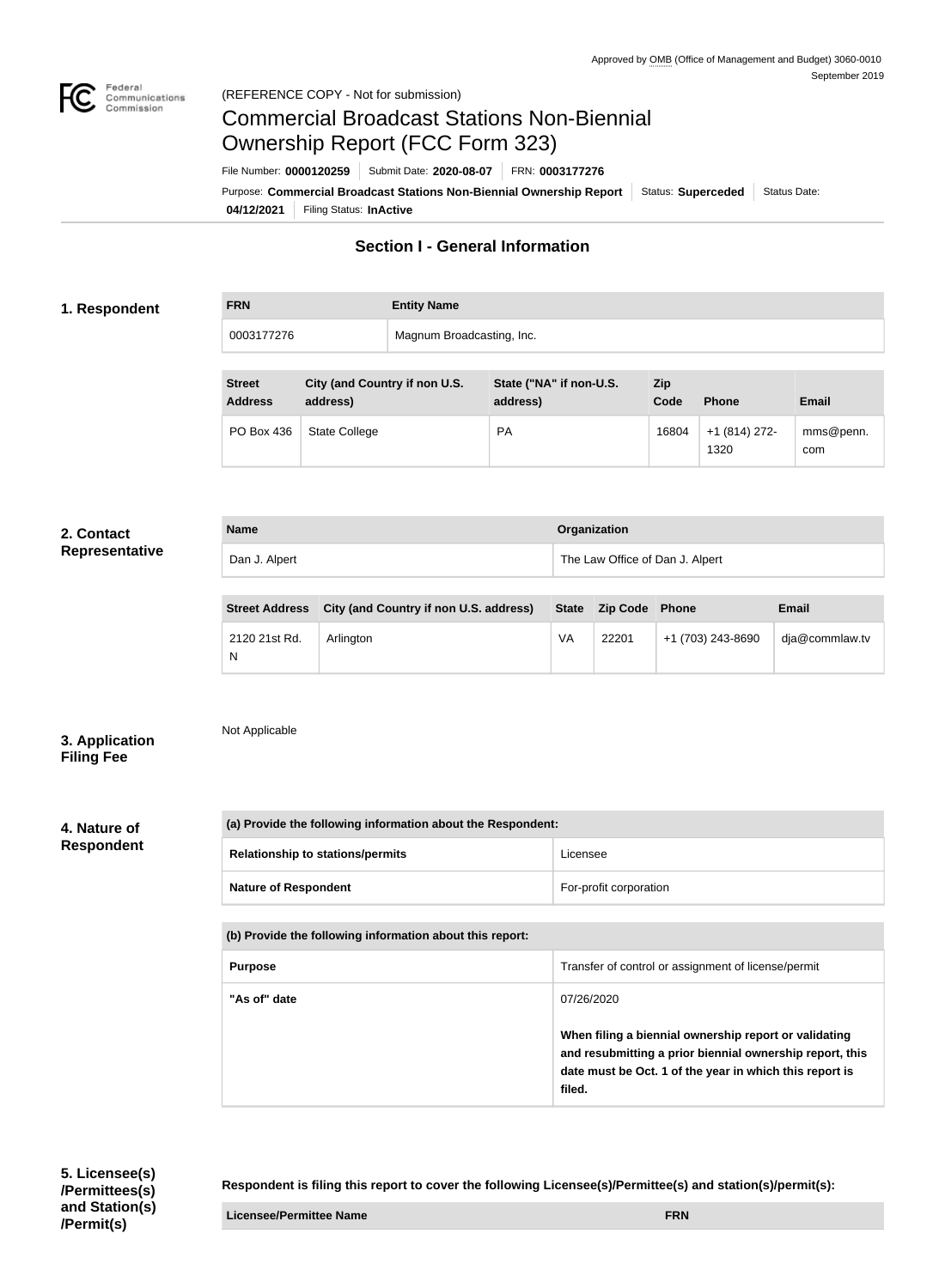Approved by OMB (Office of Management and Budget) 3060-0010
September 2019

(REFERENCE COPY - Not for submission)

# Commercial Broadcast Stations Non-Biennial Ownership Report (FCC Form 323)

File Number: **0000120259** | Submit Date: **2020-08-07** | FRN: **0003177276**

Purpose: **Commercial Broadcast Stations Non-Biennial Ownership Report** | Status: **Superceded** | Status Date: **04/12/2021** | Filing Status: **InActive**

## Section I - General Information

### 1. Respondent

| FRN | Entity Name |
| --- | --- |
| 0003177276 | Magnum Broadcasting, Inc. |

| Street Address | City (and Country if non U.S. address) | State ("NA" if non-U.S. address) | Zip Code | Phone | Email |
| --- | --- | --- | --- | --- | --- |
| PO Box 436 | State College | PA | 16804 | +1 (814) 272-1320 | mms@penn.com |

### 2. Contact Representative

| Name | Organization |
| --- | --- |
| Dan J. Alpert | The Law Office of Dan J. Alpert |

| Street Address | City (and Country if non U.S. address) | State | Zip Code | Phone | Email |
| --- | --- | --- | --- | --- | --- |
| 2120 21st Rd. N | Arlington | VA | 22201 | +1 (703) 243-8690 | dja@commlaw.tv |

### 3. Application Filing Fee

Not Applicable

### 4. Nature of Respondent

| (a) Provide the following information about the Respondent: | |
| --- | --- |
| **Relationship to stations/permits** | Licensee |
| **Nature of Respondent** | For-profit corporation |

| (b) Provide the following information about this report: | |
| --- | --- |
| **Purpose** | Transfer of control or assignment of license/permit |
| **"As of" date** | 07/26/2020<br><br>**When filing a biennial ownership report or validating and resubmitting a prior biennial ownership report, this date must be Oct. 1 of the year in which this report is filed.** |

### 5. Licensee(s) /Permittees(s) and Station(s) /Permit(s)

**Respondent is filing this report to cover the following Licensee(s)/Permittee(s) and station(s)/permit(s):**

| Licensee/Permittee Name | FRN |
| --- | --- |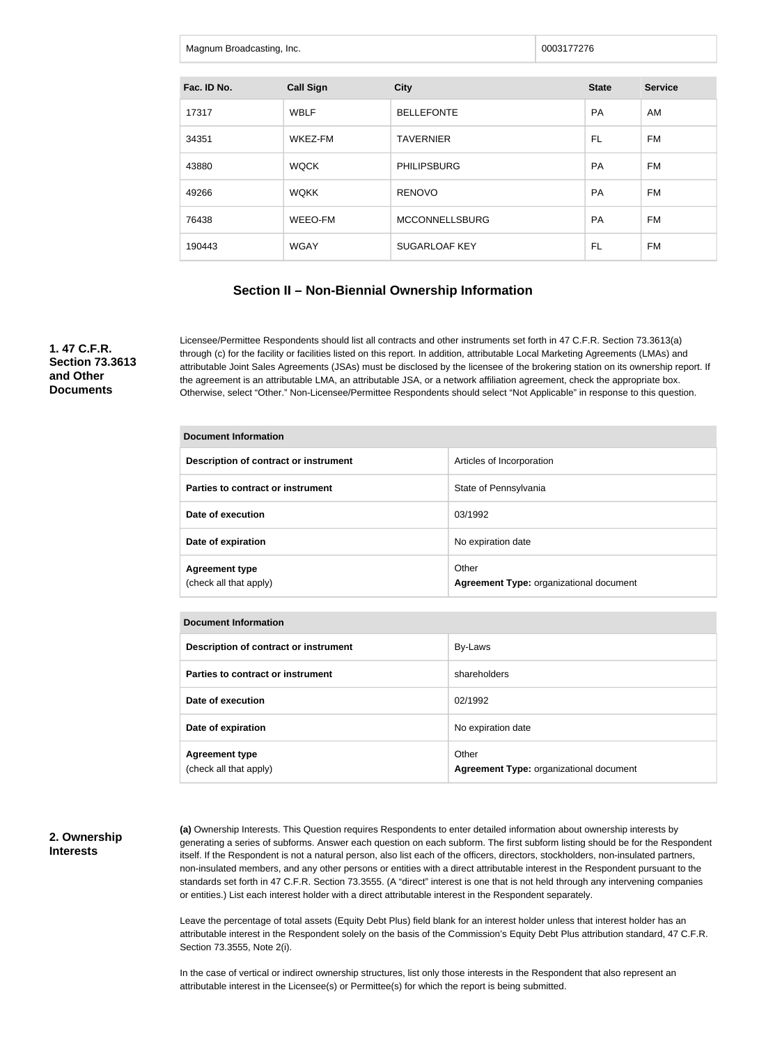| Magnum Broadcasting, Inc. | 0003177276 |
| --- | --- |

| Fac. ID No. | Call Sign | City | State | Service |
| --- | --- | --- | --- | --- |
| 17317 | WBLF | BELLEFONTE | PA | AM |
| 34351 | WKEZ-FM | TAVERNIER | FL | FM |
| 43880 | WQCK | PHILIPSBURG | PA | FM |
| 49266 | WQKK | RENOVO | PA | FM |
| 76438 | WEEO-FM | MCCONNELLSBURG | PA | FM |
| 190443 | WGAY | SUGARLOAF KEY | FL | FM |

## Section II – Non-Biennial Ownership Information

**1. 47 C.F.R. Section 73.3613 and Other Documents**

Licensee/Permittee Respondents should list all contracts and other instruments set forth in 47 C.F.R. Section 73.3613(a) through (c) for the facility or facilities listed on this report. In addition, attributable Local Marketing Agreements (LMAs) and attributable Joint Sales Agreements (JSAs) must be disclosed by the licensee of the brokering station on its ownership report. If the agreement is an attributable LMA, an attributable JSA, or a network affiliation agreement, check the appropriate box. Otherwise, select "Other." Non-Licensee/Permittee Respondents should select "Not Applicable" in response to this question.

| Document Information | |
| --- | --- |
| **Description of contract or instrument** | Articles of Incorporation |
| **Parties to contract or instrument** | State of Pennsylvania |
| **Date of execution** | 03/1992 |
| **Date of expiration** | No expiration date |
| **Agreement type** (check all that apply) | Other **Agreement Type:** organizational document |

| Document Information | |
| --- | --- |
| **Description of contract or instrument** | By-Laws |
| **Parties to contract or instrument** | shareholders |
| **Date of execution** | 02/1992 |
| **Date of expiration** | No expiration date |
| **Agreement type** (check all that apply) | Other **Agreement Type:** organizational document |

**2. Ownership Interests**

**(a)** Ownership Interests. This Question requires Respondents to enter detailed information about ownership interests by generating a series of subforms. Answer each question on each subform. The first subform listing should be for the Respondent itself. If the Respondent is not a natural person, also list each of the officers, directors, stockholders, non-insulated partners, non-insulated members, and any other persons or entities with a direct attributable interest in the Respondent pursuant to the standards set forth in 47 C.F.R. Section 73.3555. (A "direct" interest is one that is not held through any intervening companies or entities.) List each interest holder with a direct attributable interest in the Respondent separately.

Leave the percentage of total assets (Equity Debt Plus) field blank for an interest holder unless that interest holder has an attributable interest in the Respondent solely on the basis of the Commission's Equity Debt Plus attribution standard, 47 C.F.R. Section 73.3555, Note 2(i).

In the case of vertical or indirect ownership structures, list only those interests in the Respondent that also represent an attributable interest in the Licensee(s) or Permittee(s) for which the report is being submitted.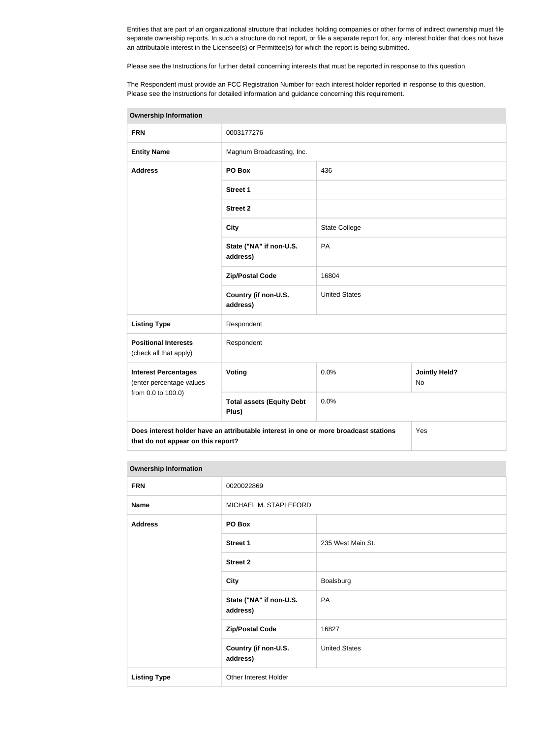Entities that are part of an organizational structure that includes holding companies or other forms of indirect ownership must file separate ownership reports. In such a structure do not report, or file a separate report for, any interest holder that does not have an attributable interest in the Licensee(s) or Permittee(s) for which the report is being submitted.

Please see the Instructions for further detail concerning interests that must be reported in response to this question.

The Respondent must provide an FCC Registration Number for each interest holder reported in response to this question. Please see the Instructions for detailed information and guidance concerning this requirement.

| **Ownership Information** | | | |
|---|---|---|---|
| **FRN** | 0003177276 | | |
| **Entity Name** | Magnum Broadcasting, Inc. | | |
| **Address** | **PO Box** | 436 | |
| | **Street 1** | | |
| | **Street 2** | | |
| | **City** | State College | |
| | **State ("NA" if non-U.S. address)** | PA | |
| | **Zip/Postal Code** | 16804 | |
| | **Country (if non-U.S. address)** | United States | |
| **Listing Type** | Respondent | | |
| **Positional Interests** (check all that apply) | Respondent | | |
| **Interest Percentages** (enter percentage values from 0.0 to 100.0) | **Voting** | 0.0% | **Jointly Held?** No |
| | **Total assets (Equity Debt Plus)** | 0.0% | |
| **Does interest holder have an attributable interest in one or more broadcast stations that do not appear on this report?** | | | Yes |

| **Ownership Information** | | |
|---|---|---|
| **FRN** | 0020022869 | |
| **Name** | MICHAEL M. STAPLEFORD | |
| **Address** | **PO Box** | |
| | **Street 1** | 235 West Main St. |
| | **Street 2** | |
| | **City** | Boalsburg |
| | **State ("NA" if non-U.S. address)** | PA |
| | **Zip/Postal Code** | 16827 |
| | **Country (if non-U.S. address)** | United States |
| **Listing Type** | Other Interest Holder | |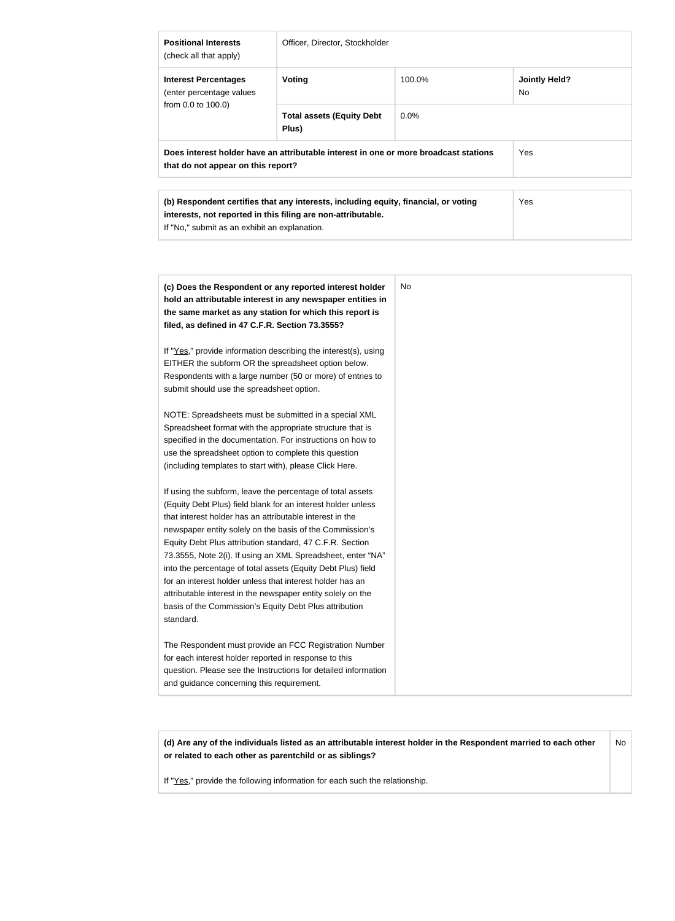| **Positional Interests** (check all that apply) | Officer, Director, Stockholder | | |
|---|---|---|---|
| **Interest Percentages** (enter percentage values from 0.0 to 100.0) | **Voting** | 100.0% | **Jointly Held?** No |
| | **Total assets (Equity Debt Plus)** | 0.0% | |
| **Does interest holder have an attributable interest in one or more broadcast stations that do not appear on this report?** | | | Yes |

| **(b) Respondent certifies that any interests, including equity, financial, or voting interests, not reported in this filing are non-attributable.** If "No," submit as an exhibit an explanation. | Yes |
|---|---|

| **(c) Does the Respondent or any reported interest holder hold an attributable interest in any newspaper entities in the same market as any station for which this report is filed, as defined in 47 C.F.R. Section 73.3555?**<br><br>If "Yes," provide information describing the interest(s), using EITHER the subform OR the spreadsheet option below. Respondents with a large number (50 or more) of entries to submit should use the spreadsheet option.<br><br>NOTE: Spreadsheets must be submitted in a special XML Spreadsheet format with the appropriate structure that is specified in the documentation. For instructions on how to use the spreadsheet option to complete this question (including templates to start with), please Click Here.<br><br>If using the subform, leave the percentage of total assets (Equity Debt Plus) field blank for an interest holder unless that interest holder has an attributable interest in the newspaper entity solely on the basis of the Commission's Equity Debt Plus attribution standard, 47 C.F.R. Section 73.3555, Note 2(i). If using an XML Spreadsheet, enter "NA" into the percentage of total assets (Equity Debt Plus) field for an interest holder unless that interest holder has an attributable interest in the newspaper entity solely on the basis of the Commission's Equity Debt Plus attribution standard.<br><br>The Respondent must provide an FCC Registration Number for each interest holder reported in response to this question. Please see the Instructions for detailed information and guidance concerning this requirement. | No |
|---|---|

| **(d) Are any of the individuals listed as an attributable interest holder in the Respondent married to each other or related to each other as parentchild or as siblings?**<br><br>If "Yes," provide the following information for each such the relationship. | No |
|---|---|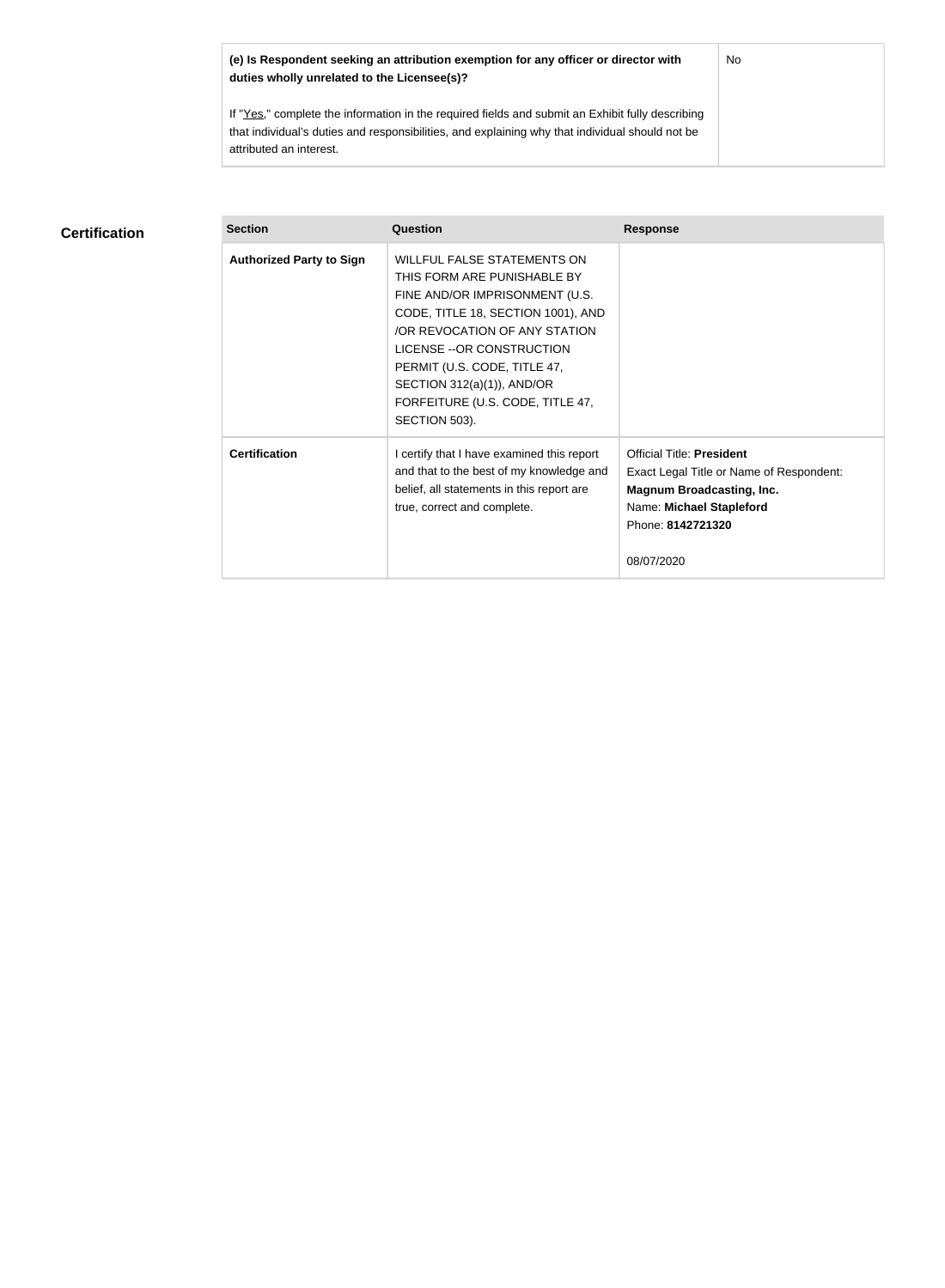| | |
|---|---|
| **(e) Is Respondent seeking an attribution exemption for any officer or director with duties wholly unrelated to the Licensee(s)?**<br><br>If "Yes," complete the information in the required fields and submit an Exhibit fully describing that individual's duties and responsibilities, and explaining why that individual should not be attributed an interest. | No |

## Certification

| Section | Question | Response |
|---|---|---|
| **Authorized Party to Sign** | WILLFUL FALSE STATEMENTS ON THIS FORM ARE PUNISHABLE BY FINE AND/OR IMPRISONMENT (U.S. CODE, TITLE 18, SECTION 1001), AND /OR REVOCATION OF ANY STATION LICENSE --OR CONSTRUCTION PERMIT (U.S. CODE, TITLE 47, SECTION 312(a)(1)), AND/OR FORFEITURE (U.S. CODE, TITLE 47, SECTION 503). | |
| **Certification** | I certify that I have examined this report and that to the best of my knowledge and belief, all statements in this report are true, correct and complete. | Official Title: **President**<br>Exact Legal Title or Name of Respondent: **Magnum Broadcasting, Inc.**<br>Name: **Michael Stapleford**<br>Phone: **8142721320**<br><br>08/07/2020 |